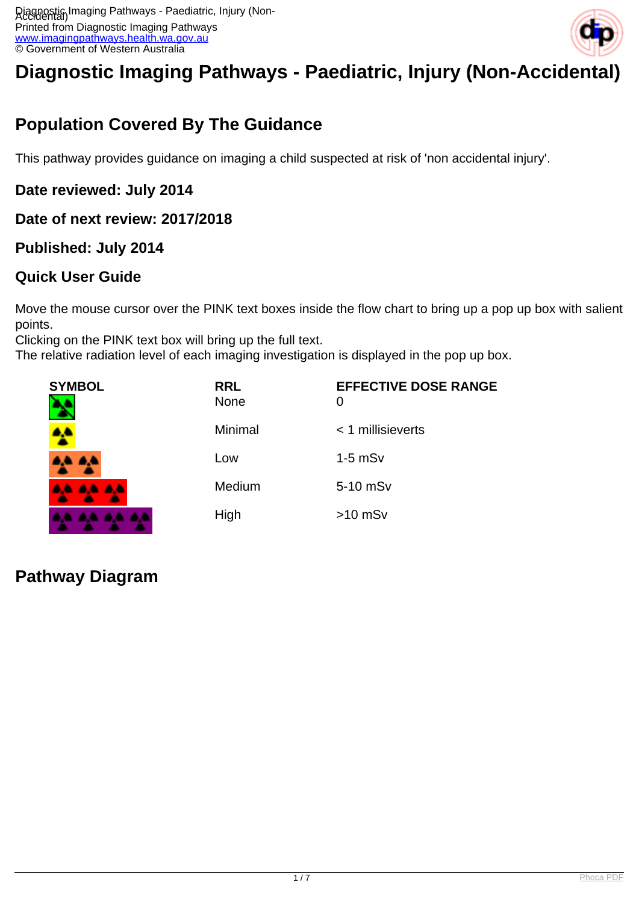# Diagnostic Imaging Pathways - Paediatric, Injury (Non-Accidental)

## Population Covered By The Guidance

This pathway provides guidance on imaging a child suspected at risk of 'non accidental injury'.

### Date reviewed: July 2014

### Date of next review: 2017/2018

### Published: July 2014

### Quick User Guide

Move the mouse cursor over the PINK text boxes inside the flow chart to bring up a pop up box with salient points.
Clicking on the PINK text box will bring up the full text.
The relative radiation level of each imaging investigation is displayed in the pop up box.

| SYMBOL | RRL | EFFECTIVE DOSE RANGE |
| --- | --- | --- |
| | None | 0 |
| | Minimal | < 1 millisieverts |
| | Low | 1-5 mSv |
| | Medium | 5-10 mSv |
| | High | >10 mSv |

## Pathway Diagram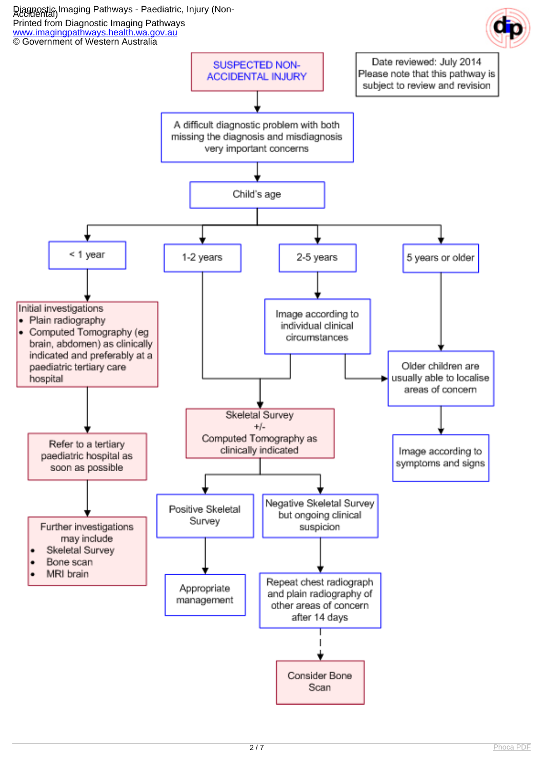SUSPECTED NON-ACCIDENTAL INJURY

Date reviewed: July 2014
Please note that this pathway is subject to review and revision

A difficult diagnostic problem with both missing the diagnosis and misdiagnosis very important concerns

Child's age

< 1 year

1-2 years

2-5 years

5 years or older

Initial investigations
- Plain radiography
- Computed Tomography (eg brain, abdomen) as clinically indicated and preferably at a paediatric tertiary care hospital

Refer to a tertiary paediatric hospital as soon as possible

Further investigations may include
- Skeletal Survey
- Bone scan
- MRI brain

Image according to individual clinical circumstances

Skeletal Survey
+/-
Computed Tomography as clinically indicated

Positive Skeletal Survey

Appropriate management

Negative Skeletal Survey but ongoing clinical suspicion

Repeat chest radiograph and plain radiography of other areas of concern after 14 days

Consider Bone Scan

Older children are usually able to localise areas of concern

Image according to symptoms and signs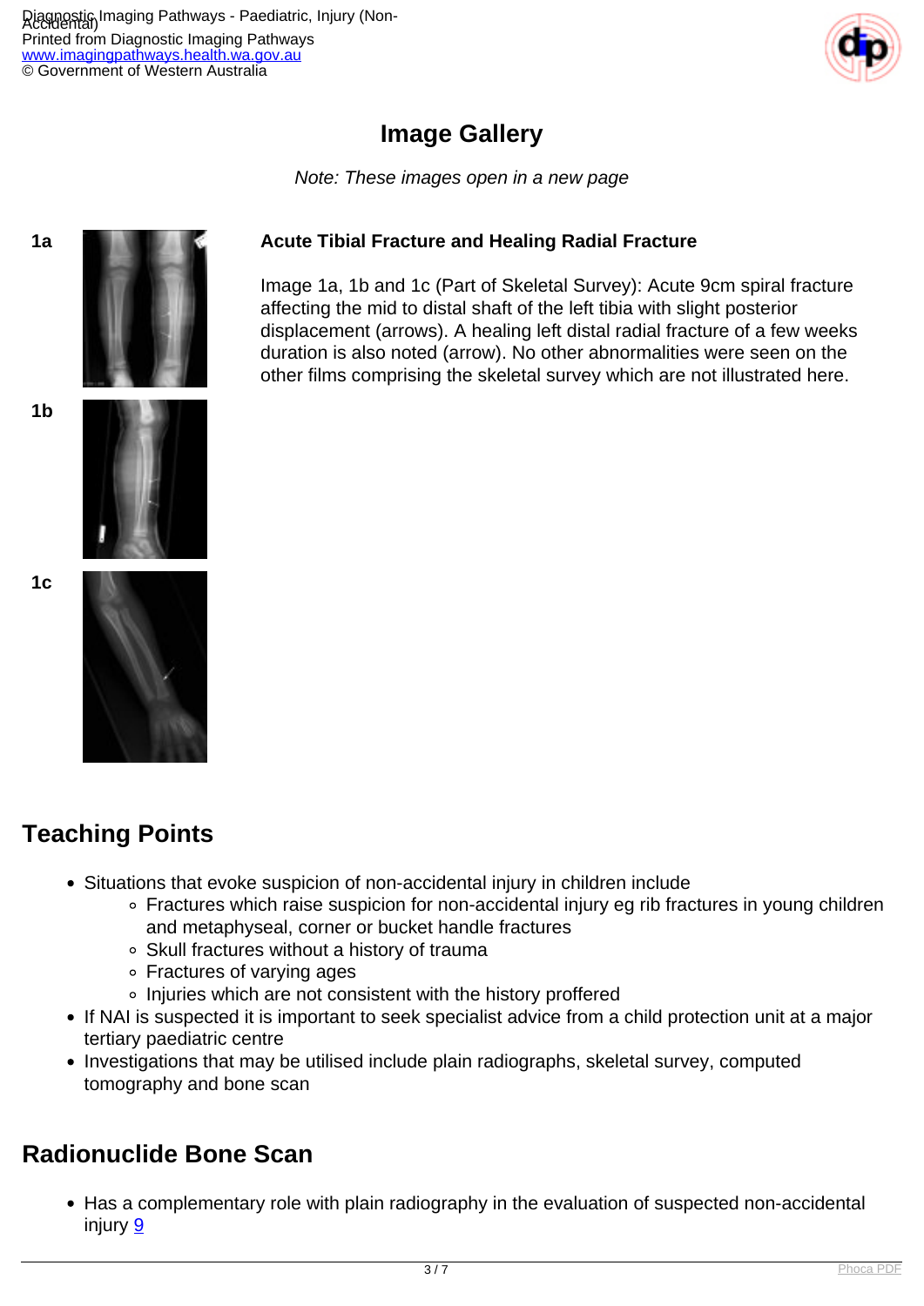## Image Gallery

*Note: These images open in a new page*

1a

1b

1c

**Acute Tibial Fracture and Healing Radial Fracture**

Image 1a, 1b and 1c (Part of Skeletal Survey): Acute 9cm spiral fracture affecting the mid to distal shaft of the left tibia with slight posterior displacement (arrows). A healing left distal radial fracture of a few weeks duration is also noted (arrow). No other abnormalities were seen on the other films comprising the skeletal survey which are not illustrated here.

## Teaching Points

- Situations that evoke suspicion of non-accidental injury in children include
  - Fractures which raise suspicion for non-accidental injury eg rib fractures in young children and metaphyseal, corner or bucket handle fractures
  - Skull fractures without a history of trauma
  - Fractures of varying ages
  - Injuries which are not consistent with the history proffered
- If NAI is suspected it is important to seek specialist advice from a child protection unit at a major tertiary paediatric centre
- Investigations that may be utilised include plain radiographs, skeletal survey, computed tomography and bone scan

## Radionuclide Bone Scan

- Has a complementary role with plain radiography in the evaluation of suspected non-accidental injury 9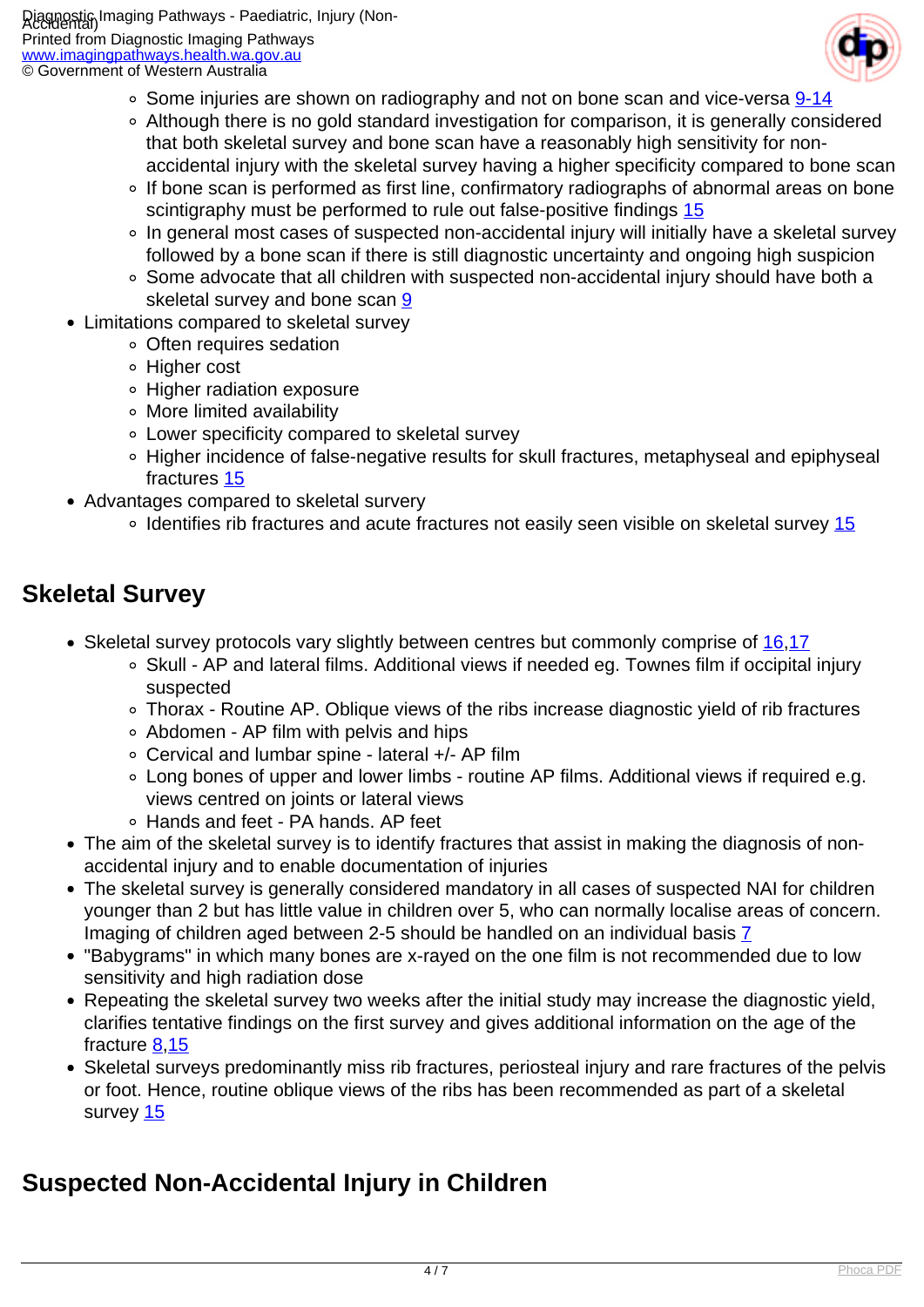- Some injuries are shown on radiography and not on bone scan and vice-versa 9-14
- Although there is no gold standard investigation for comparison, it is generally considered that both skeletal survey and bone scan have a reasonably high sensitivity for non-accidental injury with the skeletal survey having a higher specificity compared to bone scan
- If bone scan is performed as first line, confirmatory radiographs of abnormal areas on bone scintigraphy must be performed to rule out false-positive findings 15
- In general most cases of suspected non-accidental injury will initially have a skeletal survey followed by a bone scan if there is still diagnostic uncertainty and ongoing high suspicion
- Some advocate that all children with suspected non-accidental injury should have both a skeletal survey and bone scan 9

- Limitations compared to skeletal survey
  - Often requires sedation
  - Higher cost
  - Higher radiation exposure
  - More limited availability
  - Lower specificity compared to skeletal survey
  - Higher incidence of false-negative results for skull fractures, metaphyseal and epiphyseal fractures 15
- Advantages compared to skeletal survery
  - Identifies rib fractures and acute fractures not easily seen visible on skeletal survey 15

## Skeletal Survey

- Skeletal survey protocols vary slightly between centres but commonly comprise of 16,17
  - Skull - AP and lateral films. Additional views if needed eg. Townes film if occipital injury suspected
  - Thorax - Routine AP. Oblique views of the ribs increase diagnostic yield of rib fractures
  - Abdomen - AP film with pelvis and hips
  - Cervical and lumbar spine - lateral +/- AP film
  - Long bones of upper and lower limbs - routine AP films. Additional views if required e.g. views centred on joints or lateral views
  - Hands and feet - PA hands. AP feet
- The aim of the skeletal survey is to identify fractures that assist in making the diagnosis of non-accidental injury and to enable documentation of injuries
- The skeletal survey is generally considered mandatory in all cases of suspected NAI for children younger than 2 but has little value in children over 5, who can normally localise areas of concern. Imaging of children aged between 2-5 should be handled on an individual basis 7
- "Babygrams" in which many bones are x-rayed on the one film is not recommended due to low sensitivity and high radiation dose
- Repeating the skeletal survey two weeks after the initial study may increase the diagnostic yield, clarifies tentative findings on the first survey and gives additional information on the age of the fracture 8,15
- Skeletal surveys predominantly miss rib fractures, periosteal injury and rare fractures of the pelvis or foot. Hence, routine oblique views of the ribs has been recommended as part of a skeletal survey 15

## Suspected Non-Accidental Injury in Children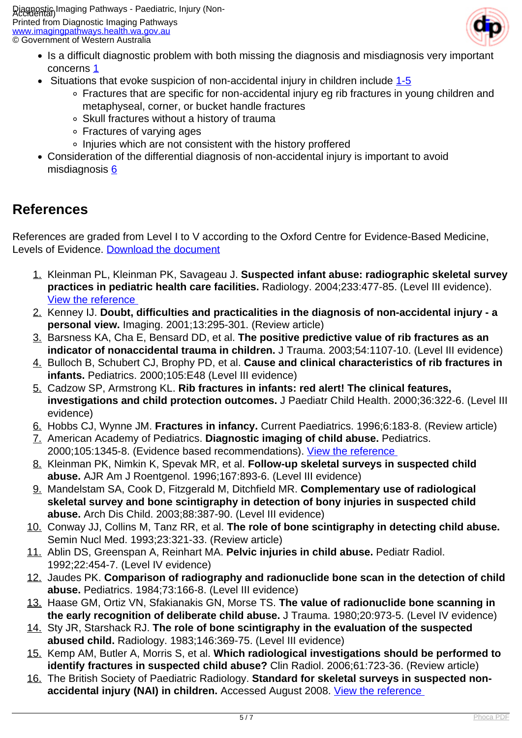- Is a difficult diagnostic problem with both missing the diagnosis and misdiagnosis very important concerns [1](#)
- Situations that evoke suspicion of non-accidental injury in children include [1-5](#)
    - Fractures that are specific for non-accidental injury eg rib fractures in young children and metaphyseal, corner, or bucket handle fractures
    - Skull fractures without a history of trauma
    - Fractures of varying ages
    - Injuries which are not consistent with the history proffered
- Consideration of the differential diagnosis of non-accidental injury is important to avoid misdiagnosis [6](#)

## References

References are graded from Level I to V according to the Oxford Centre for Evidence-Based Medicine, Levels of Evidence. [Download the document](#)

1. Kleinman PL, Kleinman PK, Savageau J. **Suspected infant abuse: radiographic skeletal survey practices in pediatric health care facilities.** Radiology. 2004;233:477-85. (Level III evidence). [View the reference](#)
2. Kenney IJ. **Doubt, difficulties and practicalities in the diagnosis of non-accidental injury - a personal view.** Imaging. 2001;13:295-301. (Review article)
3. Barsness KA, Cha E, Bensard DD, et al. **The positive predictive value of rib fractures as an indicator of nonaccidental trauma in children.** J Trauma. 2003;54:1107-10. (Level III evidence)
4. Bulloch B, Schubert CJ, Brophy PD, et al. **Cause and clinical characteristics of rib fractures in infants.** Pediatrics. 2000;105:E48 (Level III evidence)
5. Cadzow SP, Armstrong KL. **Rib fractures in infants: red alert! The clinical features, investigations and child protection outcomes.** J Paediatr Child Health. 2000;36:322-6. (Level III evidence)
6. Hobbs CJ, Wynne JM. **Fractures in infancy.** Current Paediatrics. 1996;6:183-8. (Review article)
7. American Academy of Pediatrics. **Diagnostic imaging of child abuse.** Pediatrics. 2000;105:1345-8. (Evidence based recommendations). [View the reference](#)
8. Kleinman PK, Nimkin K, Spevak MR, et al. **Follow-up skeletal surveys in suspected child abuse.** AJR Am J Roentgenol. 1996;167:893-6. (Level III evidence)
9. Mandelstam SA, Cook D, Fitzgerald M, Ditchfield MR. **Complementary use of radiological skeletal survey and bone scintigraphy in detection of bony injuries in suspected child abuse.** Arch Dis Child. 2003;88:387-90. (Level III evidence)
10. Conway JJ, Collins M, Tanz RR, et al. **The role of bone scintigraphy in detecting child abuse.** Semin Nucl Med. 1993;23:321-33. (Review article)
11. Ablin DS, Greenspan A, Reinhart MA. **Pelvic injuries in child abuse.** Pediatr Radiol. 1992;22:454-7. (Level IV evidence)
12. Jaudes PK. **Comparison of radiography and radionuclide bone scan in the detection of child abuse.** Pediatrics. 1984;73:166-8. (Level III evidence)
13. Haase GM, Ortiz VN, Sfakianakis GN, Morse TS. **The value of radionuclide bone scanning in the early recognition of deliberate child abuse.** J Trauma. 1980;20:973-5. (Level IV evidence)
14. Sty JR, Starshack RJ. **The role of bone scintigraphy in the evaluation of the suspected abused child.** Radiology. 1983;146:369-75. (Level III evidence)
15. Kemp AM, Butler A, Morris S, et al. **Which radiological investigations should be performed to identify fractures in suspected child abuse?** Clin Radiol. 2006;61:723-36. (Review article)
16. The British Society of Paediatric Radiology. **Standard for skeletal surveys in suspected non-accidental injury (NAI) in children.** Accessed August 2008. [View the reference](#)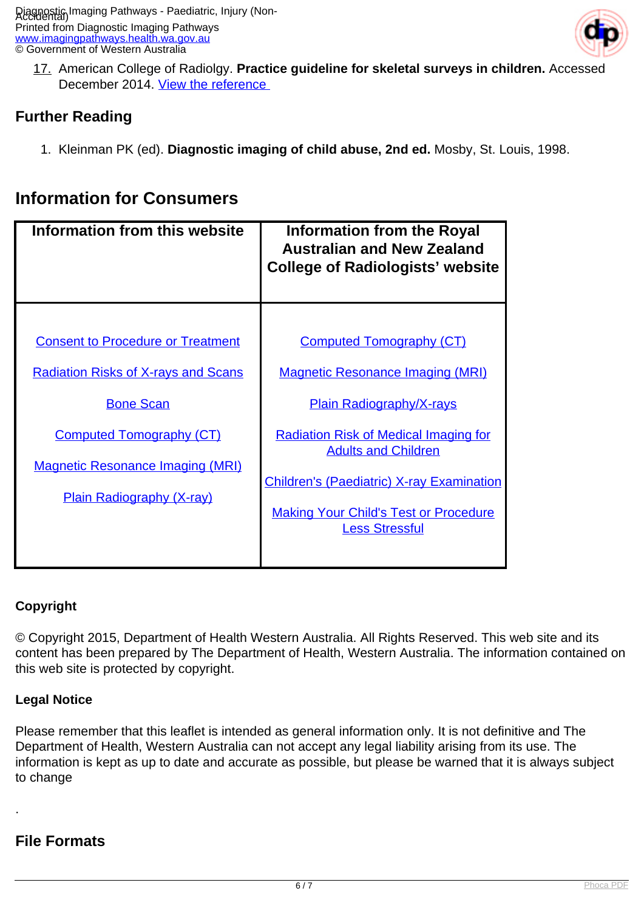17. American College of Radiolgy. **Practice guideline for skeletal surveys in children.** Accessed December 2014. View the reference

## Further Reading

1. Kleinman PK (ed). **Diagnostic imaging of child abuse, 2nd ed.** Mosby, St. Louis, 1998.

## Information for Consumers

| Information from this website | Information from the Royal Australian and New Zealand College of Radiologists' website |
|---|---|
| Consent to Procedure or Treatment<br><br>Radiation Risks of X-rays and Scans<br><br>Bone Scan<br><br>Computed Tomography (CT)<br><br>Magnetic Resonance Imaging (MRI)<br><br>Plain Radiography (X-ray) | Computed Tomography (CT)<br><br>Magnetic Resonance Imaging (MRI)<br><br>Plain Radiography/X-rays<br><br>Radiation Risk of Medical Imaging for Adults and Children<br><br>Children's (Paediatric) X-ray Examination<br><br>Making Your Child's Test or Procedure Less Stressful |

**Copyright**

© Copyright 2015, Department of Health Western Australia. All Rights Reserved. This web site and its content has been prepared by The Department of Health, Western Australia. The information contained on this web site is protected by copyright.

**Legal Notice**

Please remember that this leaflet is intended as general information only. It is not definitive and The Department of Health, Western Australia can not accept any legal liability arising from its use. The information is kept as up to date and accurate as possible, but please be warned that it is always subject to change

.

## File Formats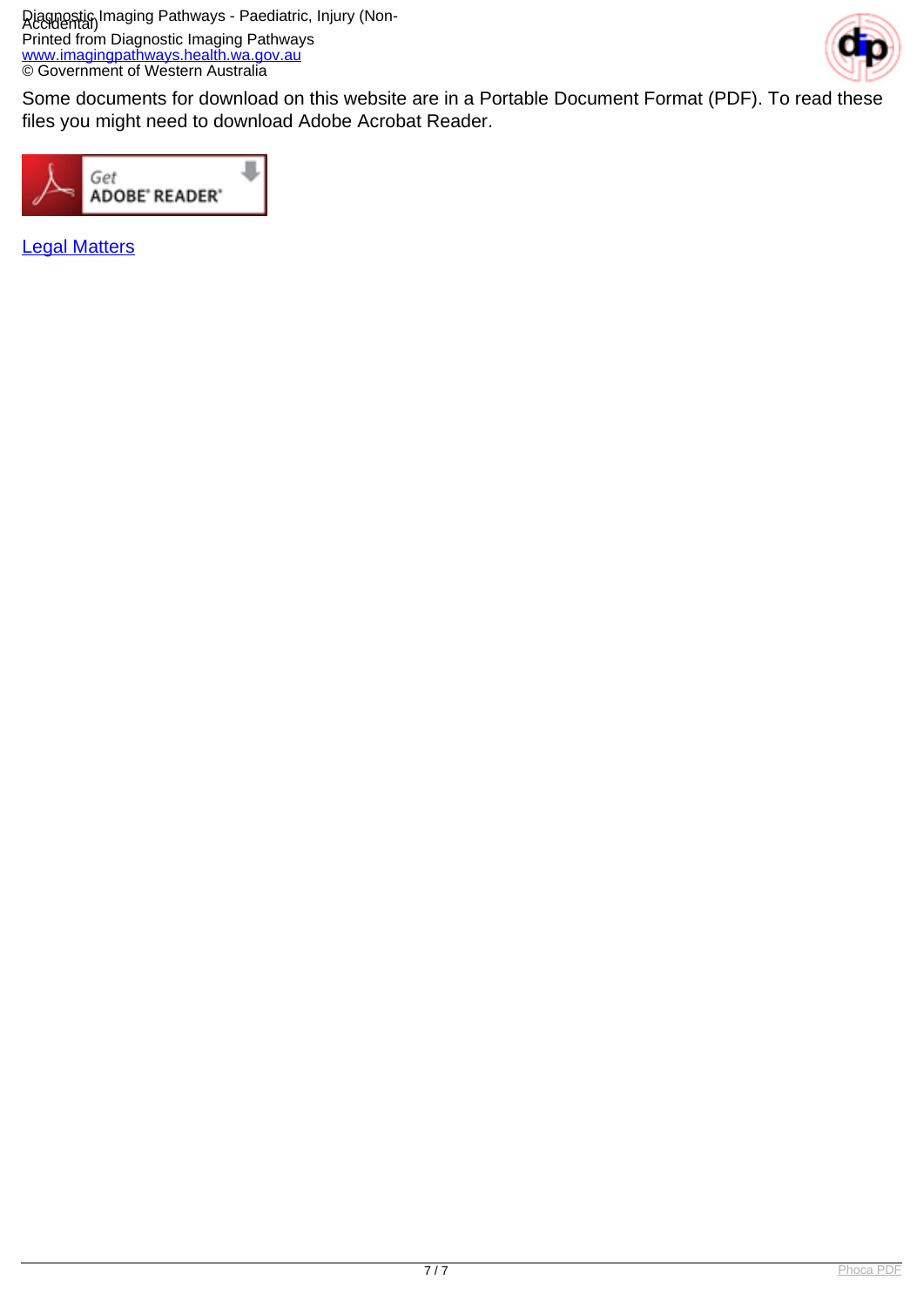Some documents for download on this website are in a Portable Document Format (PDF). To read these files you might need to download Adobe Acrobat Reader.

Get ADOBE READER

Legal Matters